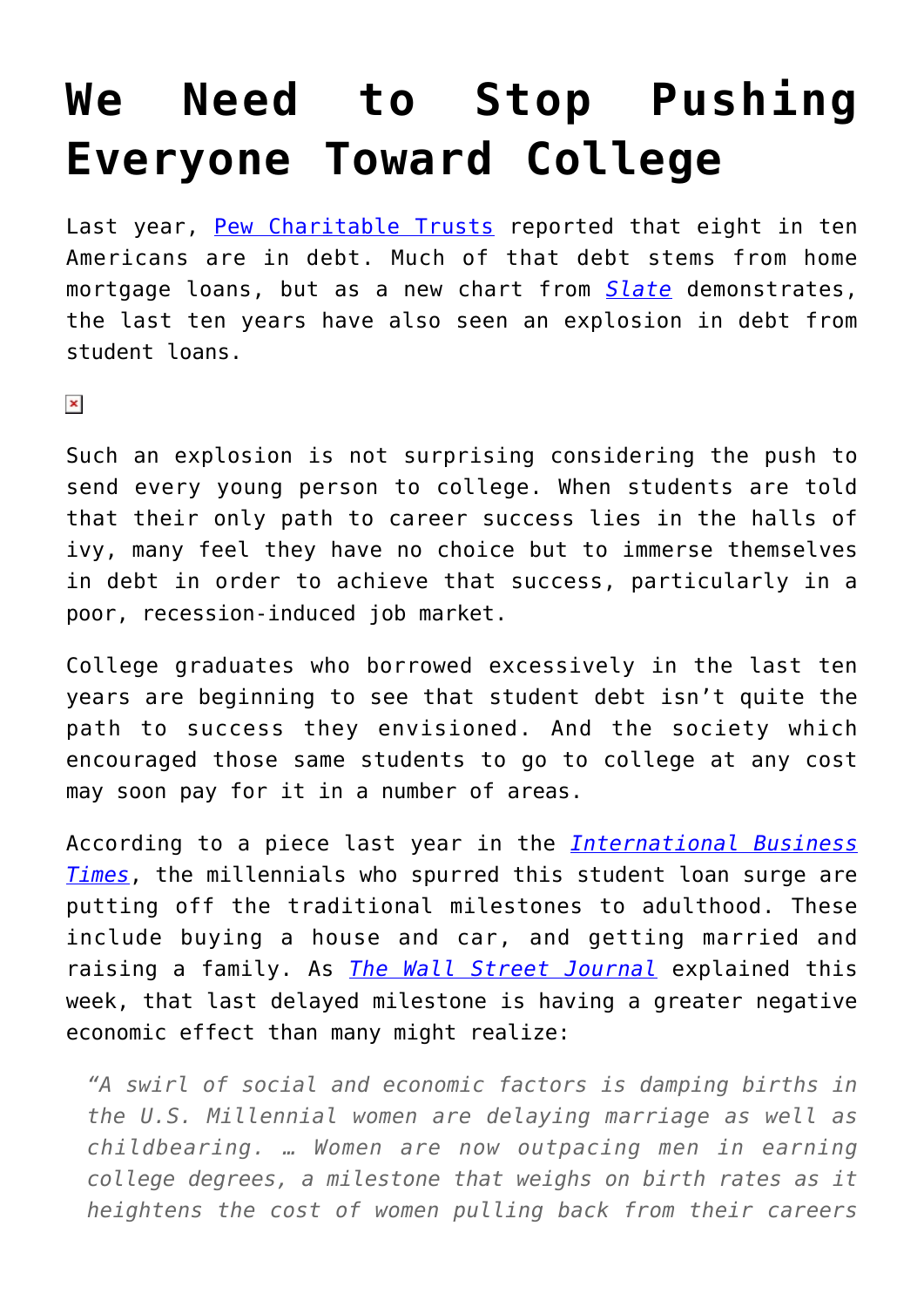# We Need to Stop Pushing Everyone Toward College

Last year, Pew Charitable Trusts reported that eight in ten Americans are in debt. Much of that debt stems from home mortgage loans, but as a new chart from *Slate* demonstrates, the last ten years have also seen an explosion in debt from student loans.

Such an explosion is not surprising considering the push to send every young person to college. When students are told that their only path to career success lies in the halls of ivy, many feel they have no choice but to immerse themselves in debt in order to achieve that success, particularly in a poor, recession-induced job market.

College graduates who borrowed excessively in the last ten years are beginning to see that student debt isn't quite the path to success they envisioned. And the society which encouraged those same students to go to college at any cost may soon pay for it in a number of areas.

According to a piece last year in the *International Business Times*, the millennials who spurred this student loan surge are putting off the traditional milestones to adulthood. These include buying a house and car, and getting married and raising a family. As *The Wall Street Journal* explained this week, that last delayed milestone is having a greater negative economic effect than many might realize:

> *"A swirl of social and economic factors is damping births in the U.S. Millennial women are delaying marriage as well as childbearing. … Women are now outpacing men in earning college degrees, a milestone that weighs on birth rates as it heightens the cost of women pulling back from their careers*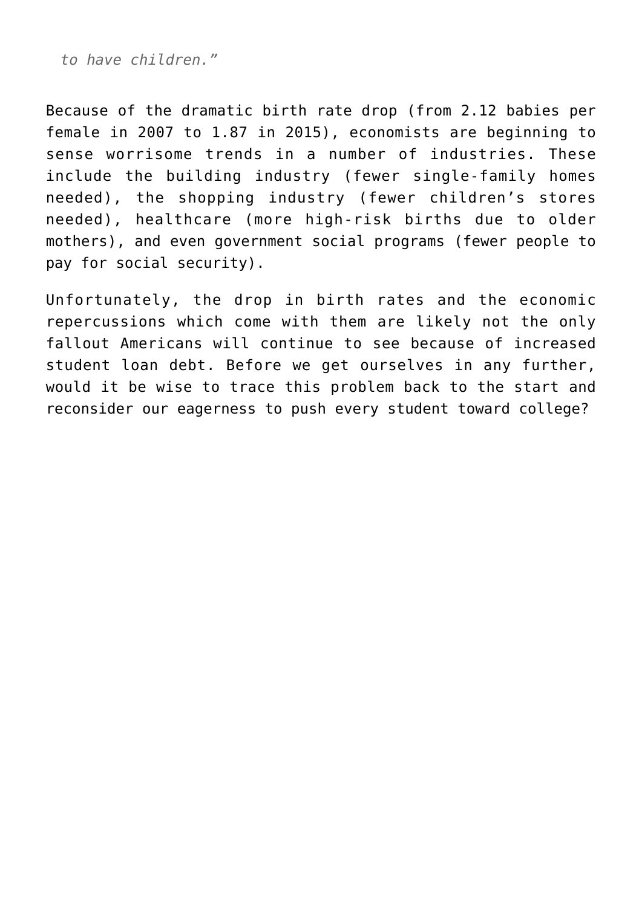*to have children."*

Because of the dramatic birth rate drop (from 2.12 babies per female in 2007 to 1.87 in 2015), economists are beginning to sense worrisome trends in a number of industries. These include the building industry (fewer single-family homes needed), the shopping industry (fewer children's stores needed), healthcare (more high-risk births due to older mothers), and even government social programs (fewer people to pay for social security).

Unfortunately, the drop in birth rates and the economic repercussions which come with them are likely not the only fallout Americans will continue to see because of increased student loan debt. Before we get ourselves in any further, would it be wise to trace this problem back to the start and reconsider our eagerness to push every student toward college?